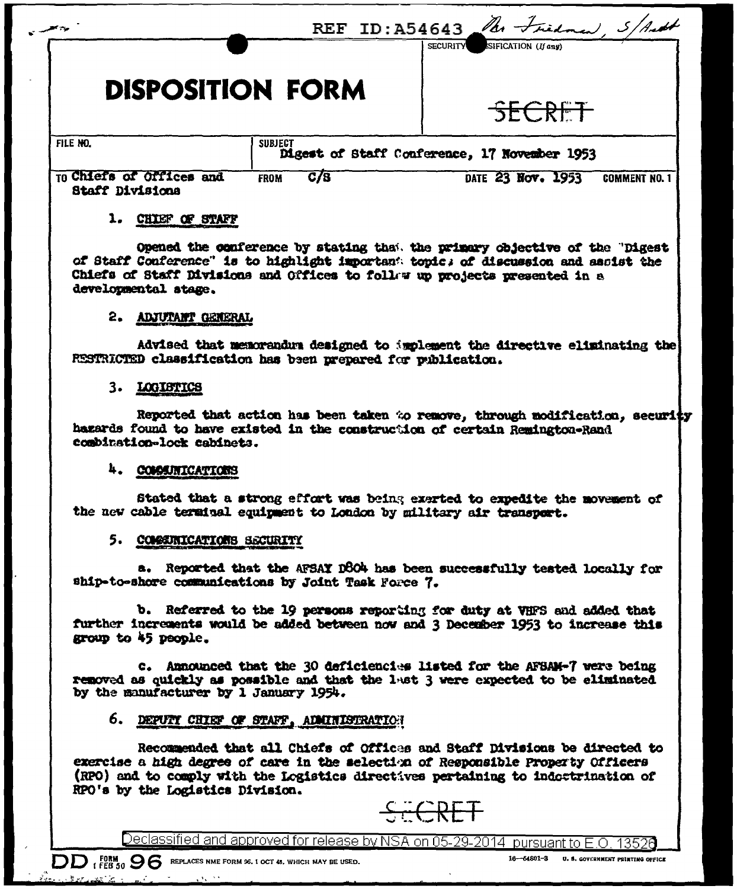REF ID:A54643 Mr Friedman, S/Asst

# DISPOSITION FORM

SECURITY CLASSIFICATION (If any)

SECRET

| FILE NO. | SUBJECT | | |
|---|---|---|---|
| | Digest of Staff Conference, 17 November 1953 | | |
| TO Chiefs of Offices and Staff Divisions | FROM C/S | DATE 23 Nov. 1953 | COMMENT NO. 1 |

1. CHIEF OF STAFF

Opened the conference by stating that the primary objective of the "Digest of Staff Conference" is to highlight important topics of discussion and assist the Chiefs of Staff Divisions and Offices to follow up projects presented in a developmental stage.

2. ADJUTANT GENERAL

Advised that memorandum designed to implement the directive eliminating the RESTRICTED classification has been prepared for publication.

3. LOGISTICS

Reported that action has been taken to remove, through modification, security hazards found to have existed in the construction of certain Remington-Rand combination-lock cabinets.

4. COMMUNICATIONS

Stated that a strong effort was being exerted to expedite the movement of the new cable terminal equipment to London by military air transport.

5. COMMUNICATIONS SECURITY

a. Reported that the AFSAY D804 has been successfully tested locally for ship-to-shore communications by Joint Task Force 7.

b. Referred to the 19 persons reporting for duty at VHFS and added that further increments would be added between now and 3 December 1953 to increase this group to 45 people.

c. Announced that the 30 deficiencies listed for the AFSAM-7 were being removed as quickly as possible and that the last 3 were expected to be eliminated by the manufacturer by 1 January 1954.

6. DEPUTY CHIEF OF STAFF, ADMINISTRATION

Recommended that all Chiefs of Offices and Staff Divisions be directed to exercise a high degree of care in the selection of Responsible Property Officers (RPO) and to comply with the Logistics directives pertaining to indoctrination of RPO's by the Logistics Division.

SECRET

Declassified and approved for release by NSA on 05-29-2014 pursuant to E.O. 13526

DD FORM 1 FEB 50 96 REPLACES NME FORM 96, 1 OCT 48, WHICH MAY BE USED. 16—64801-3 U. S. GOVERNMENT PRINTING OFFICE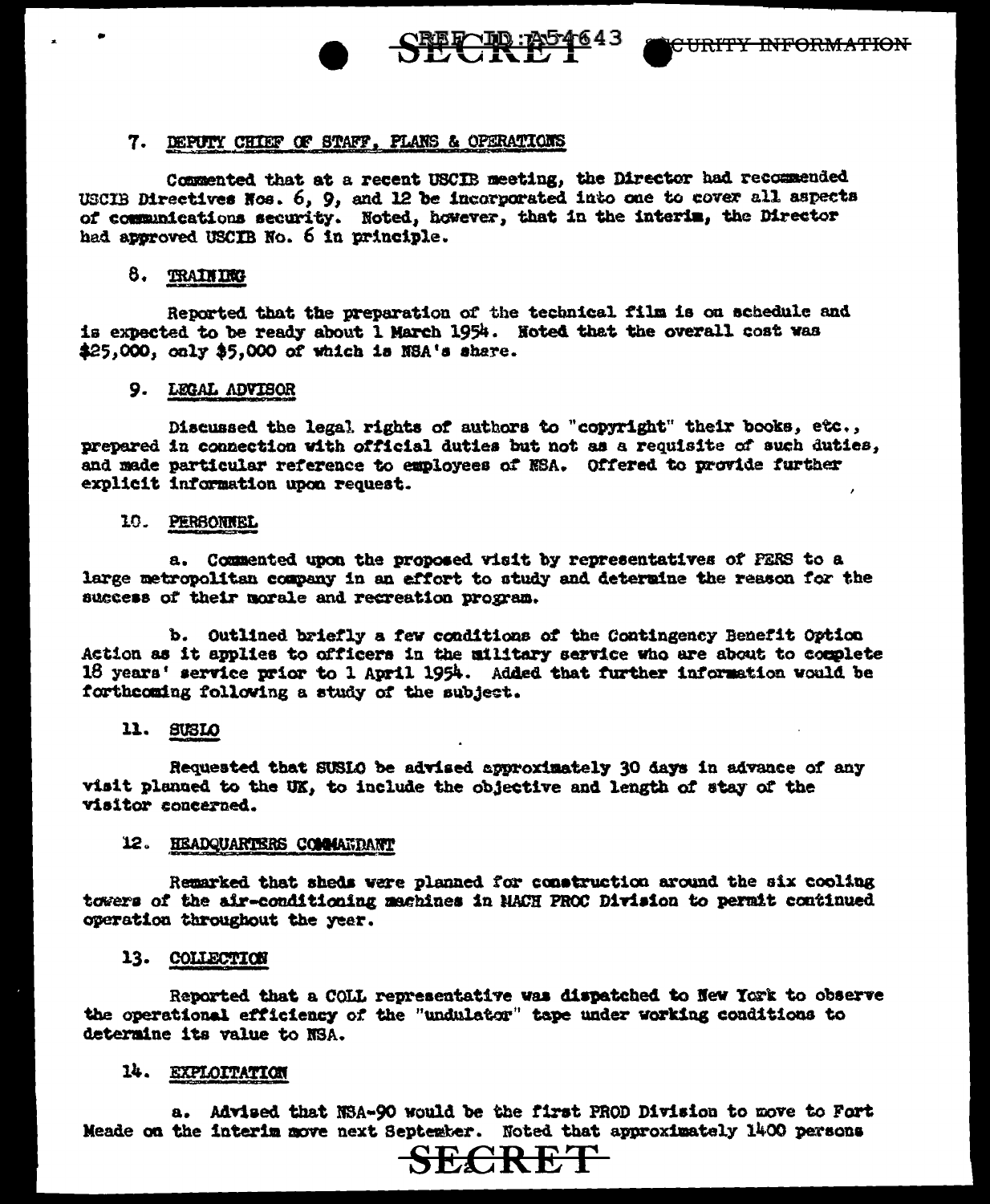## 7. DEPUTY CHIEF OF STAFF, PLANS & OPERATIONS

Commented that at a recent USCIB meeting, the Director had recommended USCIB Directives Nos. 6, 9, and 12 be incorporated into one to cover all aspects of communications security. Noted, however, that in the interim, the Director had approved USCIB No. 6 in principle.

## 8. TRAINING

Reported that the preparation of the technical film is on schedule and is expected to be ready about 1 March 1954. Noted that the overall cost was $25,000, only $5,000 of which is NSA's share.

## 9. LEGAL ADVISOR

Discussed the legal rights of authors to "copyright" their books, etc., prepared in connection with official duties but not as a requisite of such duties, and made particular reference to employees of NSA. Offered to provide further explicit information upon request.

## 10. PERSONNEL

a. Commented upon the proposed visit by representatives of PERS to a large metropolitan company in an effort to study and determine the reason for the success of their morale and recreation program.

b. Outlined briefly a few conditions of the Contingency Benefit Option Action as it applies to officers in the military service who are about to complete 18 years' service prior to 1 April 1954. Added that further information would be forthcoming following a study of the subject.

## 11. SUSLO

Requested that SUSLO be advised approximately 30 days in advance of any visit planned to the UK, to include the objective and length of stay of the visitor concerned.

## 12. HEADQUARTERS COMMANDANT

Remarked that sheds were planned for construction around the six cooling towers of the air-conditioning machines in MACH PROC Division to permit continued operation throughout the year.

## 13. COLLECTION

Reported that a COLL representative was dispatched to New York to observe the operational efficiency of the "undulator" tape under working conditions to determine its value to NSA.

## 14. EXPLOITATION

a. Advised that NSA-90 would be the first PROD Division to move to Fort Meade on the interim move next September. Noted that approximately 1400 persons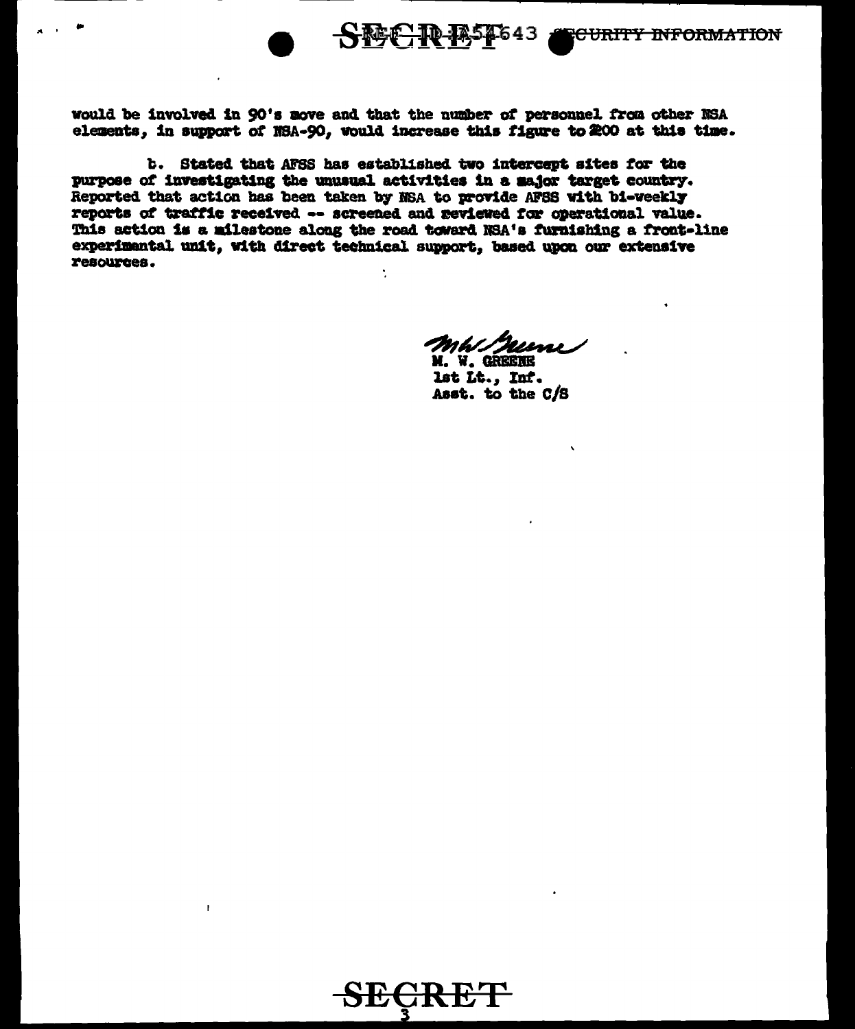would be involved in 90's move and that the number of personnel from other NSA elements, in support of NSA-90, would increase this figure to 200 at this time.

b. Stated that AFSS has established two intercept sites for the purpose of investigating the unusual activities in a major target country. Reported that action has been taken by NSA to provide AFSS with bi-weekly reports of traffic received -- screened and reviewed for operational value. This action is a milestone along the road toward NSA's furnishing a front-line experimental unit, with direct technical support, based upon our extensive resources.

M. W. GREENE
1st Lt., Inf.
Asst. to the C/S

SECRET